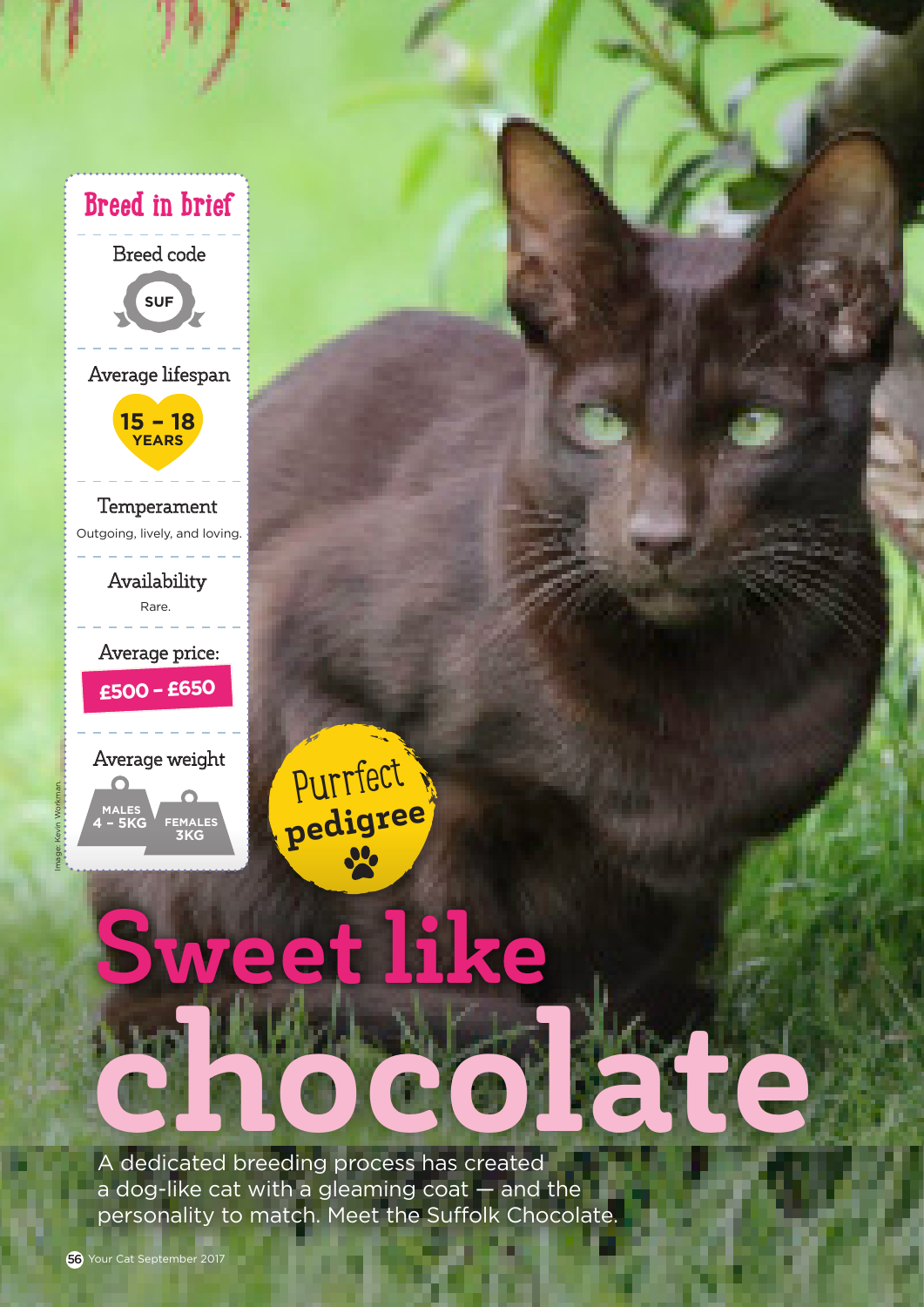# Sweet like chocolate

A dedicated breeding process has created a dog-like cat with a gleaming coat — and the personality to match. Meet the Suffolk Chocolate.

Purrfect pedigree

## Breed in brief

**Breed code**
SUF

**Average lifespan**
15 – 18 YEARS

**Temperament**
Outgoing, lively, and loving.

**Availability**
Rare.

**Average price:**
£500 – £650

**Average weight**
MALES 4 – 5KG
FEMALES 3KG

Image: Kevin Workman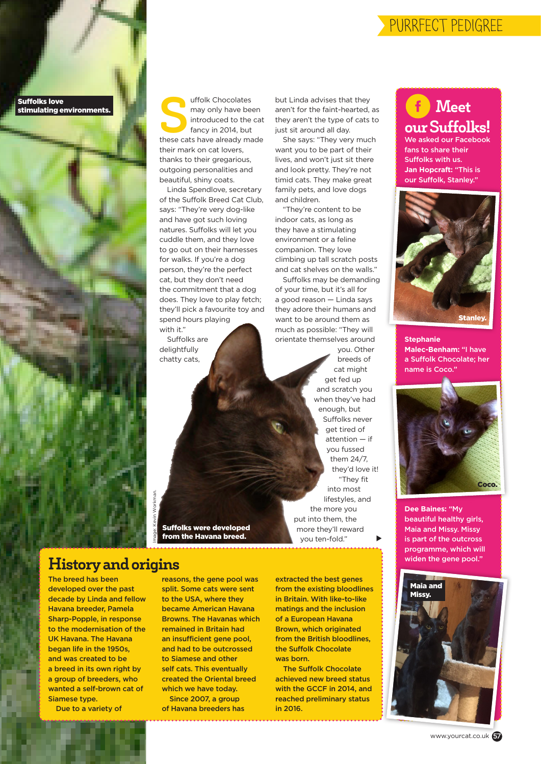Suffolks love stimulating environments.

Suffolk Chocolates may only have been introduced to the cat fancy in 2014, but these cats have already made their mark on cat lovers, thanks to their gregarious, outgoing personalities and beautiful, shiny coats.

Linda Spendlove, secretary of the Suffolk Breed Cat Club, says: "They're very dog-like and have got such loving natures. Suffolks will let you cuddle them, and they love to go out on their harnesses for walks. If you're a dog person, they're the perfect cat, but they don't need the commitment that a dog does. They love to play fetch; they'll pick a favourite toy and spend hours playing with it."

Suffolks are delightfully chatty cats, but Linda advises that they aren't for the faint-hearted, as they aren't the type of cats to just sit around all day.

She says: "They very much want you to be part of their lives, and won't just sit there and look pretty. They're not timid cats. They make great family pets, and love dogs and children.

"They're content to be indoor cats, as long as they have a stimulating environment or a feline companion. They love climbing up tall scratch posts and cat shelves on the walls."

Suffolks may be demanding of your time, but it's all for a good reason — Linda says they adore their humans and want to be around them as much as possible: "They will orientate themselves around you. Other breeds of cat might get fed up and scratch you when they've had enough, but Suffolks never get tired of attention — if you fussed them 24/7, they'd love it!

"They fit into most lifestyles, and the more you put into them, the more they'll reward you ten-fold."

Suffolks were developed from the Havana breed.

Image: Kevin Workman.

## History and origins

**The breed has been developed over the past decade by Linda and fellow Havana breeder, Pamela Sharp-Popple, in response to the modernisation of the UK Havana. The Havana began life in the 1950s, and was created to be a breed in its own right by a group of breeders, who wanted a self-brown cat of Siamese type.**

**Due to a variety of reasons, the gene pool was split. Some cats were sent to the USA, where they became American Havana Browns. The Havanas which remained in Britain had an insufficient gene pool, and had to be outcrossed to Siamese and other self cats. This eventually created the Oriental breed which we have today.**

**Since 2007, a group of Havana breeders has extracted the best genes from the existing bloodlines in Britain. With like-to-like matings and the inclusion of a European Havana Brown, which originated from the British bloodlines, the Suffolk Chocolate was born.**

**The Suffolk Chocolate achieved new breed status with the GCCF in 2014, and reached preliminary status in 2016.**

## Meet our Suffolks!

**We asked our Facebook fans to share their Suffolks with us.**

**Jan Hopcraft: "This is our Suffolk, Stanley."**

Stanley.

**Stephanie Malec-Benham: "I have a Suffolk Chocolate; her name is Coco."**

Coco.

**Dee Baines: "My beautiful healthy girls, Maia and Missy. Missy is part of the outcross programme, which will widen the gene pool."**

Maia and Missy.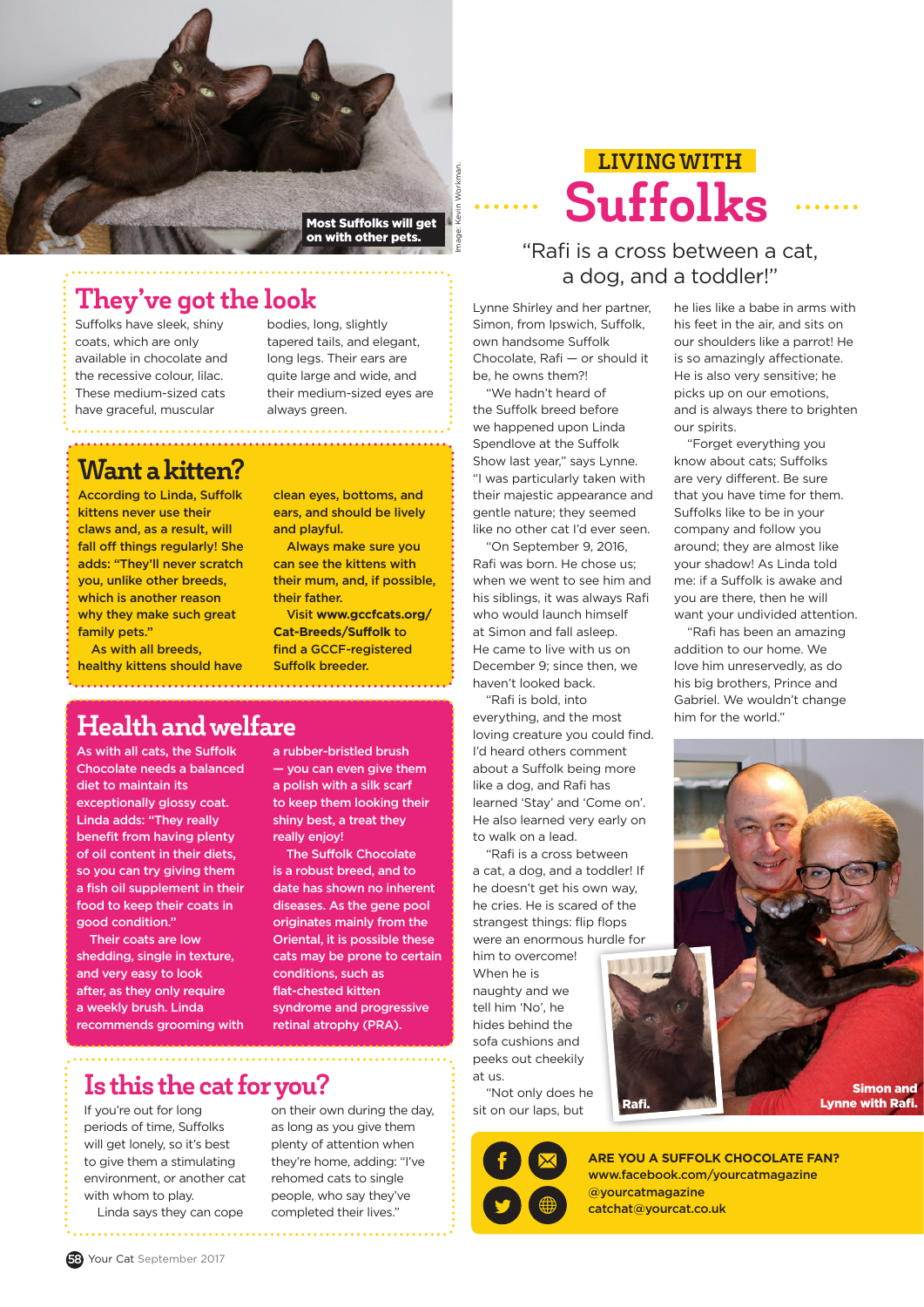Most Suffolks will get on with other pets.

Image: Kevin Workman.

## They've got the look

Suffolks have sleek, shiny coats, which are only available in chocolate and the recessive colour, lilac. These medium-sized cats have graceful, muscular bodies, long, slightly tapered tails, and elegant, long legs. Their ears are quite large and wide, and their medium-sized eyes are always green.

## Want a kitten?

**According to Linda, Suffolk kittens never use their claws and, as a result, will fall off things regularly! She adds: "They'll never scratch you, unlike other breeds, which is another reason why they make such great family pets."**

**As with all breeds, healthy kittens should have clean eyes, bottoms, and ears, and should be lively and playful.**

**Always make sure you can see the kittens with their mum, and, if possible, their father.**

**Visit www.gccfcats.org/Cat-Breeds/Suffolk to find a GCCF-registered Suffolk breeder.**

## Health and welfare

As with all cats, the Suffolk Chocolate needs a balanced diet to maintain its exceptionally glossy coat. Linda adds: "They really benefit from having plenty of oil content in their diets, so you can try giving them a fish oil supplement in their food to keep their coats in good condition."

Their coats are low shedding, single in texture, and very easy to look after, as they only require a weekly brush. Linda recommends grooming with a rubber-bristled brush — you can even give them a polish with a silk scarf to keep them looking their shiny best, a treat they really enjoy!

The Suffolk Chocolate is a robust breed, and to date has shown no inherent diseases. As the gene pool originates mainly from the Oriental, it is possible these cats may be prone to certain conditions, such as flat-chested kitten syndrome and progressive retinal atrophy (PRA).

## Is this the cat for you?

If you're out for long periods of time, Suffolks will get lonely, so it's best to give them a stimulating environment, or another cat with whom to play.

Linda says they can cope on their own during the day, as long as you give them plenty of attention when they're home, adding: "I've rehomed cats to single people, who say they've completed their lives."

# LIVING WITH Suffolks

"Rafi is a cross between a cat, a dog, and a toddler!"

Lynne Shirley and her partner, Simon, from Ipswich, Suffolk, own handsome Suffolk Chocolate, Rafi — or should it be, he owns them?!

"We hadn't heard of the Suffolk breed before we happened upon Linda Spendlove at the Suffolk Show last year," says Lynne. "I was particularly taken with their majestic appearance and gentle nature; they seemed like no other cat I'd ever seen.

"On September 9, 2016, Rafi was born. He chose us; when we went to see him and his siblings, it was always Rafi who would launch himself at Simon and fall asleep. He came to live with us on December 9; since then, we haven't looked back.

"Rafi is bold, into everything, and the most loving creature you could find. I'd heard others comment about a Suffolk being more like a dog, and Rafi has learned 'Stay' and 'Come on'. He also learned very early on to walk on a lead.

"Rafi is a cross between a cat, a dog, and a toddler! If he doesn't get his own way, he cries. He is scared of the strangest things: flip flops were an enormous hurdle for him to overcome! When he is naughty and we tell him 'No', he hides behind the sofa cushions and peeks out cheekily at us.

"Not only does he sit on our laps, but he lies like a babe in arms with his feet in the air, and sits on our shoulders like a parrot! He is so amazingly affectionate. He is also very sensitive; he picks up on our emotions, and is always there to brighten our spirits.

"Forget everything you know about cats; Suffolks are very different. Be sure that you have time for them. Suffolks like to be in your company and follow you around; they are almost like your shadow! As Linda told me: if a Suffolk is awake and you are there, then he will want your undivided attention.

"Rafi has been an amazing addition to our home. We love him unreservedly, as do his big brothers, Prince and Gabriel. We wouldn't change him for the world."

Rafi.

Simon and Lynne with Rafi.

**ARE YOU A SUFFOLK CHOCOLATE FAN?**
**www.facebook.com/yourcatmagazine**
**@yourcatmagazine**
**catchat@yourcat.co.uk**